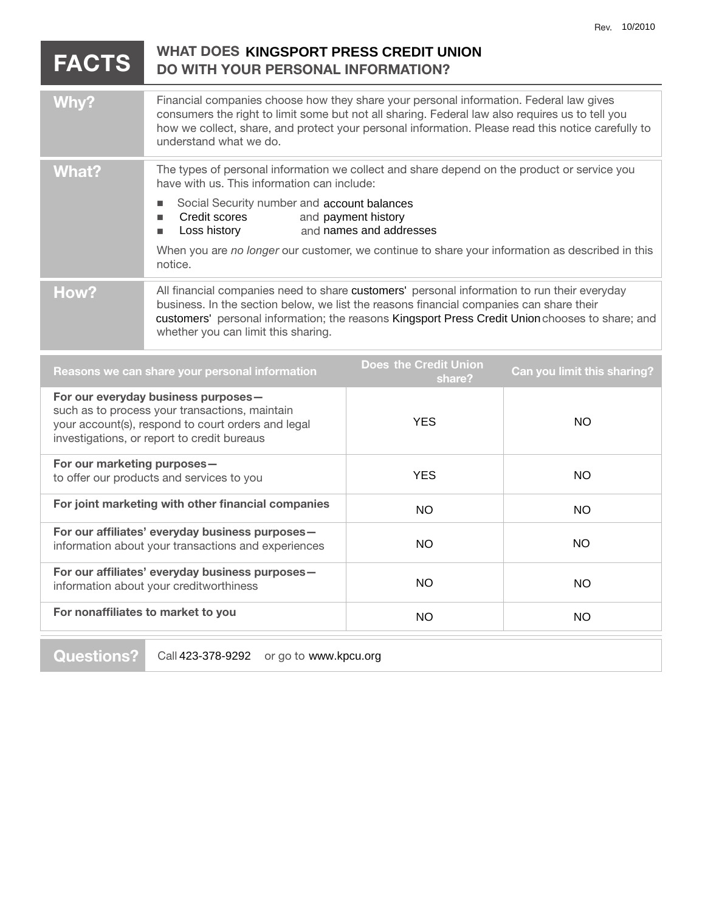Rev. 10/2010

# FACTS — WHAT DOES KINGSPORT PRESS CREDIT UNION DO WITH YOUR PERSONAL INFORMATION?

| | |
|---|---|
| **Why?** | Financial companies choose how they share your personal information. Federal law gives consumers the right to limit some but not all sharing. Federal law also requires us to tell you how we collect, share, and protect your personal information. Please read this notice carefully to understand what we do. |
| **What?** | The types of personal information we collect and share depend on the product or service you have with us. This information can include:<br>■ Social Security number and account balances<br>■ Credit scores and payment history<br>■ Loss history and names and addresses<br><br>When you are *no longer* our customer, we continue to share your information as described in this notice. |
| **How?** | All financial companies need to share customers' personal information to run their everyday business. In the section below, we list the reasons financial companies can share their customers' personal information; the reasons Kingsport Press Credit Union chooses to share; and whether you can limit this sharing. |

| Reasons we can share your personal information | Does the Credit Union share? | Can you limit this sharing? |
|---|---|---|
| **For our everyday business purposes—** such as to process your transactions, maintain your account(s), respond to court orders and legal investigations, or report to credit bureaus | YES | NO |
| **For our marketing purposes—** to offer our products and services to you | YES | NO |
| **For joint marketing with other financial companies** | NO | NO |
| **For our affiliates' everyday business purposes—** information about your transactions and experiences | NO | NO |
| **For our affiliates' everyday business purposes—** information about your creditworthiness | NO | NO |
| **For nonaffiliates to market to you** | NO | NO |

**Questions?** Call 423-378-9292 or go to www.kpcu.org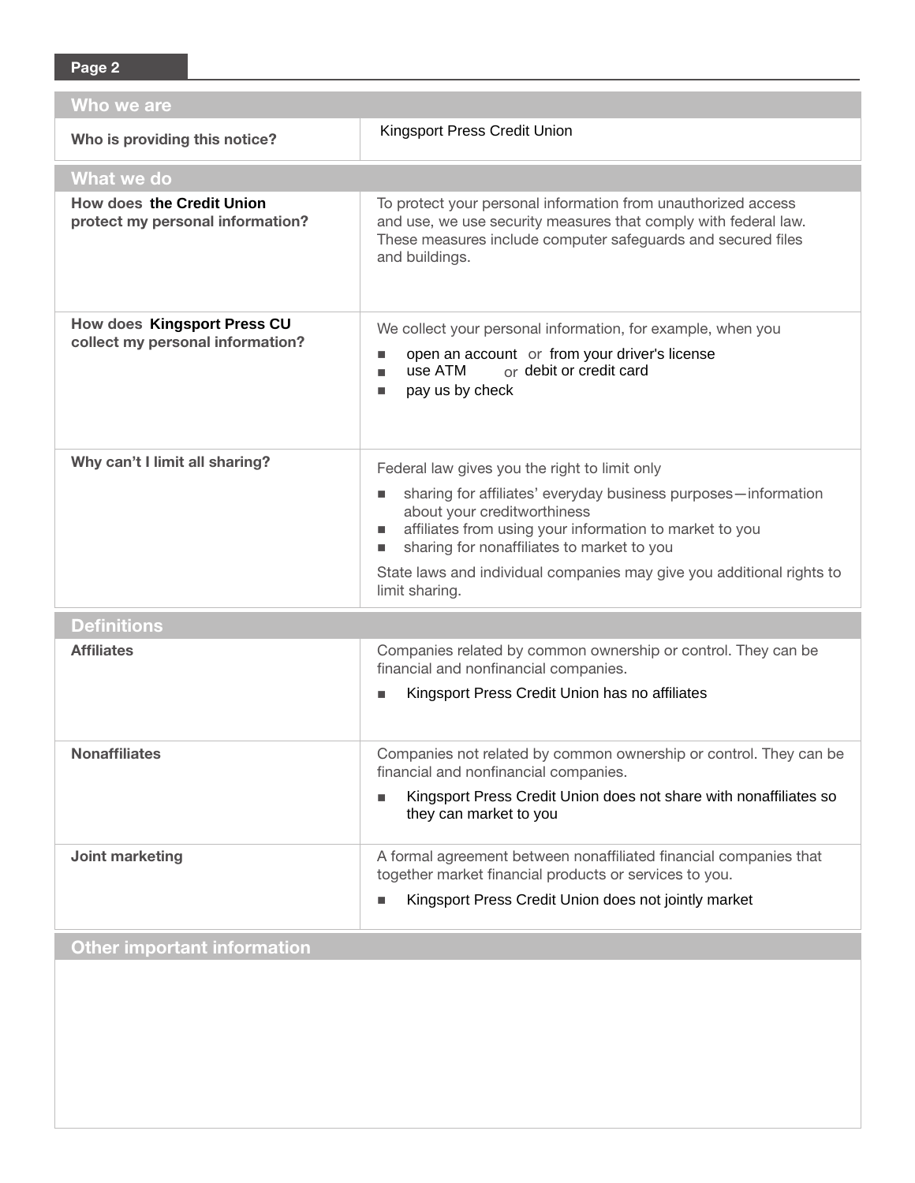| Who we are | |
|---|---|
| **Who is providing this notice?** | Kingsport Press Credit Union |

| What we do | |
|---|---|
| **How does the Credit Union protect my personal information?** | To protect your personal information from unauthorized access and use, we use security measures that comply with federal law. These measures include computer safeguards and secured files and buildings. |
| **How does Kingsport Press CU collect my personal information?** | We collect your personal information, for example, when you<br>■ open an account or from your driver's license<br>■ use ATM or debit or credit card<br>■ pay us by check |
| **Why can't I limit all sharing?** | Federal law gives you the right to limit only<br>■ sharing for affiliates' everyday business purposes—information about your creditworthiness<br>■ affiliates from using your information to market to you<br>■ sharing for nonaffiliates to market to you<br>State laws and individual companies may give you additional rights to limit sharing. |

| Definitions | |
|---|---|
| **Affiliates** | Companies related by common ownership or control. They can be financial and nonfinancial companies.<br>■ Kingsport Press Credit Union has no affiliates |
| **Nonaffiliates** | Companies not related by common ownership or control. They can be financial and nonfinancial companies.<br>■ Kingsport Press Credit Union does not share with nonaffiliates so they can market to you |
| **Joint marketing** | A formal agreement between nonaffiliated financial companies that together market financial products or services to you.<br>■ Kingsport Press Credit Union does not jointly market |

## Other important information